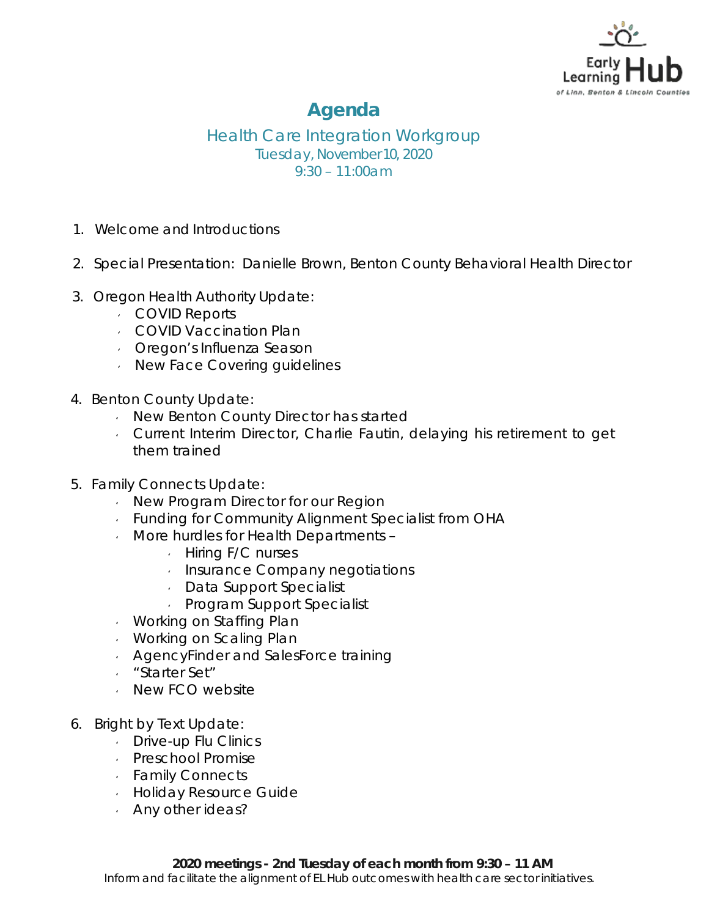# Agenda

## Health Care Integration Workgroup

Tuesday, November 10, 2020
9:30 – 11:00am

1. Welcome and Introductions
2. Special Presentation: Danielle Brown, Benton County Behavioral Health Director
3. Oregon Health Authority Update:
   - COVID Reports
   - COVID Vaccination Plan
   - Oregon's Influenza Season
   - New Face Covering guidelines
4. Benton County Update:
   - New Benton County Director has started
   - Current Interim Director, Charlie Fautin, delaying his retirement to get them trained
5. Family Connects Update:
   - New Program Director for our Region
   - Funding for Community Alignment Specialist from OHA
   - More hurdles for Health Departments –
     - Hiring F/C nurses
     - Insurance Company negotiations
     - Data Support Specialist
     - Program Support Specialist
   - Working on Staffing Plan
   - Working on Scaling Plan
   - AgencyFinder and SalesForce training
   - "Starter Set"
   - New FCO website
6. Bright by Text Update:
   - Drive-up Flu Clinics
   - Preschool Promise
   - Family Connects
   - Holiday Resource Guide
   - Any other ideas?

**2020 meetings - 2nd Tuesday of each month from 9:30 – 11 AM**

*Inform and facilitate the alignment of EL Hub outcomes with health care sector initiatives.*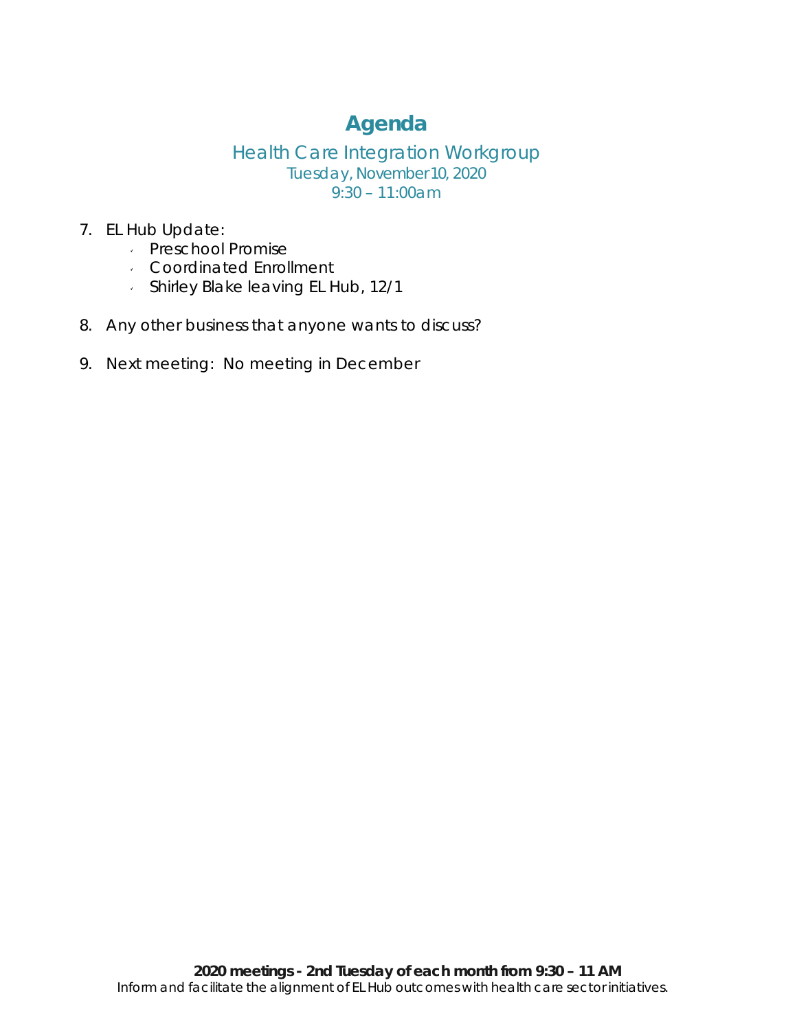# Agenda

## Health Care Integration Workgroup

Tuesday, November 10, 2020
9:30 – 11:00am

7. EL Hub Update:
    - Preschool Promise
    - Coordinated Enrollment
    - Shirley Blake leaving EL Hub, 12/1

8. Any other business that anyone wants to discuss?

9. Next meeting: No meeting in December

**2020 meetings - 2nd Tuesday of each month from 9:30 – 11 AM**
*Inform and facilitate the alignment of EL Hub outcomes with health care sector initiatives.*